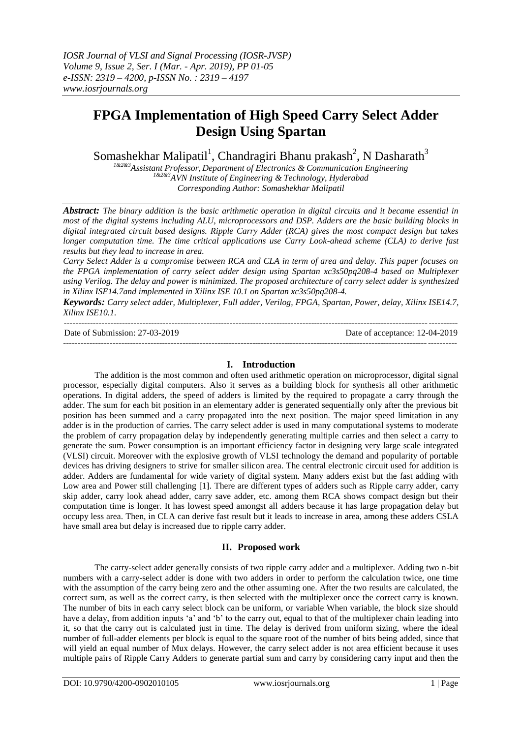# FPGA Implementation of High Speed Carry Select Adder Design Using Spartan

Somashekhar Malipatil[1], Chandragiri Bhanu prakash[2], N Dasharath[3]

[1&2&3]Assistant Professor, Department of Electronics & Communication Engineering
[1&2&3]AVN Institute of Engineering & Technology, Hyderabad
Corresponding Author: Somashekhar Malipatil

***Abstract:*** *The binary addition is the basic arithmetic operation in digital circuits and it became essential in most of the digital systems including ALU, microprocessors and DSP. Adders are the basic building blocks in digital integrated circuit based designs. Ripple Carry Adder (RCA) gives the most compact design but takes longer computation time. The time critical applications use Carry Look-ahead scheme (CLA) to derive fast results but they lead to increase in area.*

*Carry Select Adder is a compromise between RCA and CLA in term of area and delay. This paper focuses on the FPGA implementation of carry select adder design using Spartan xc3s50pq208-4 based on Multiplexer using Verilog. The delay and power is minimized. The proposed architecture of carry select adder is synthesized in Xilinx ISE14.7and implemented in Xilinx ISE 10.1 on Spartan xc3s50pq208-4.*

***Keywords:*** *Carry select adder, Multiplexer, Full adder, Verilog, FPGA, Spartan, Power, delay, Xilinx ISE14.7, Xilinx ISE10.1.*

---

Date of Submission: 27-03-2019 Date of acceptance: 12-04-2019

---

## I. Introduction

The addition is the most common and often used arithmetic operation on microprocessor, digital signal processor, especially digital computers. Also it serves as a building block for synthesis all other arithmetic operations. In digital adders, the speed of adders is limited by the required to propagate a carry through the adder. The sum for each bit position in an elementary adder is generated sequentially only after the previous bit position has been summed and a carry propagated into the next position. The major speed limitation in any adder is in the production of carries. The carry select adder is used in many computational systems to moderate the problem of carry propagation delay by independently generating multiple carries and then select a carry to generate the sum. Power consumption is an important efficiency factor in designing very large scale integrated (VLSI) circuit. Moreover with the explosive growth of VLSI technology the demand and popularity of portable devices has driving designers to strive for smaller silicon area. The central electronic circuit used for addition is adder. Adders are fundamental for wide variety of digital system. Many adders exist but the fast adding with Low area and Power still challenging [1]. There are different types of adders such as Ripple carry adder, carry skip adder, carry look ahead adder, carry save adder, etc. among them RCA shows compact design but their computation time is longer. It has lowest speed amongst all adders because it has large propagation delay but occupy less area. Then, in CLA can derive fast result but it leads to increase in area, among these adders CSLA have small area but delay is increased due to ripple carry adder.

## II. Proposed work

The carry-select adder generally consists of two ripple carry adder and a multiplexer. Adding two n-bit numbers with a carry-select adder is done with two adders in order to perform the calculation twice, one time with the assumption of the carry being zero and the other assuming one. After the two results are calculated, the correct sum, as well as the correct carry, is then selected with the multiplexer once the correct carry is known. The number of bits in each carry select block can be uniform, or variable When variable, the block size should have a delay, from addition inputs 'a' and 'b' to the carry out, equal to that of the multiplexer chain leading into it, so that the carry out is calculated just in time. The delay is derived from uniform sizing, where the ideal number of full-adder elements per block is equal to the square root of the number of bits being added, since that will yield an equal number of Mux delays. However, the carry select adder is not area efficient because it uses multiple pairs of Ripple Carry Adders to generate partial sum and carry by considering carry input and then the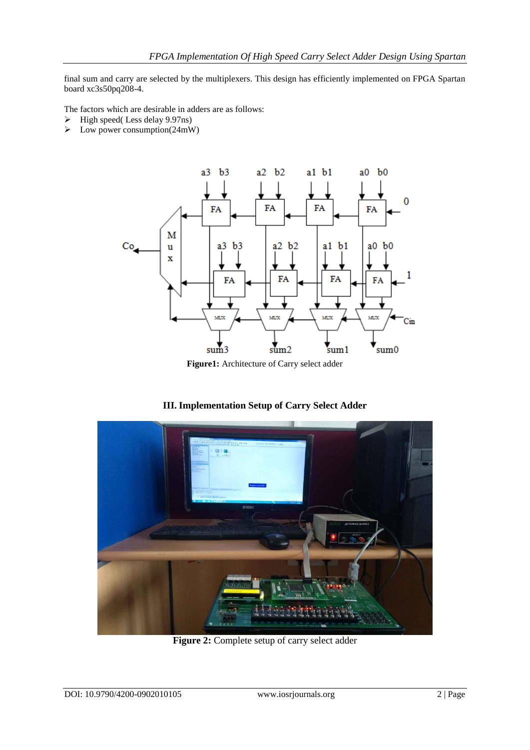final sum and carry are selected by the multiplexers. This design has efficiently implemented on FPGA Spartan board xc3s50pq208-4.

The factors which are desirable in adders are as follows:

- High speed( Less delay 9.97ns)
- Low power consumption(24mW)

**Figure1:** Architecture of Carry select adder

## III. Implementation Setup of Carry Select Adder

**Figure 2:** Complete setup of carry select adder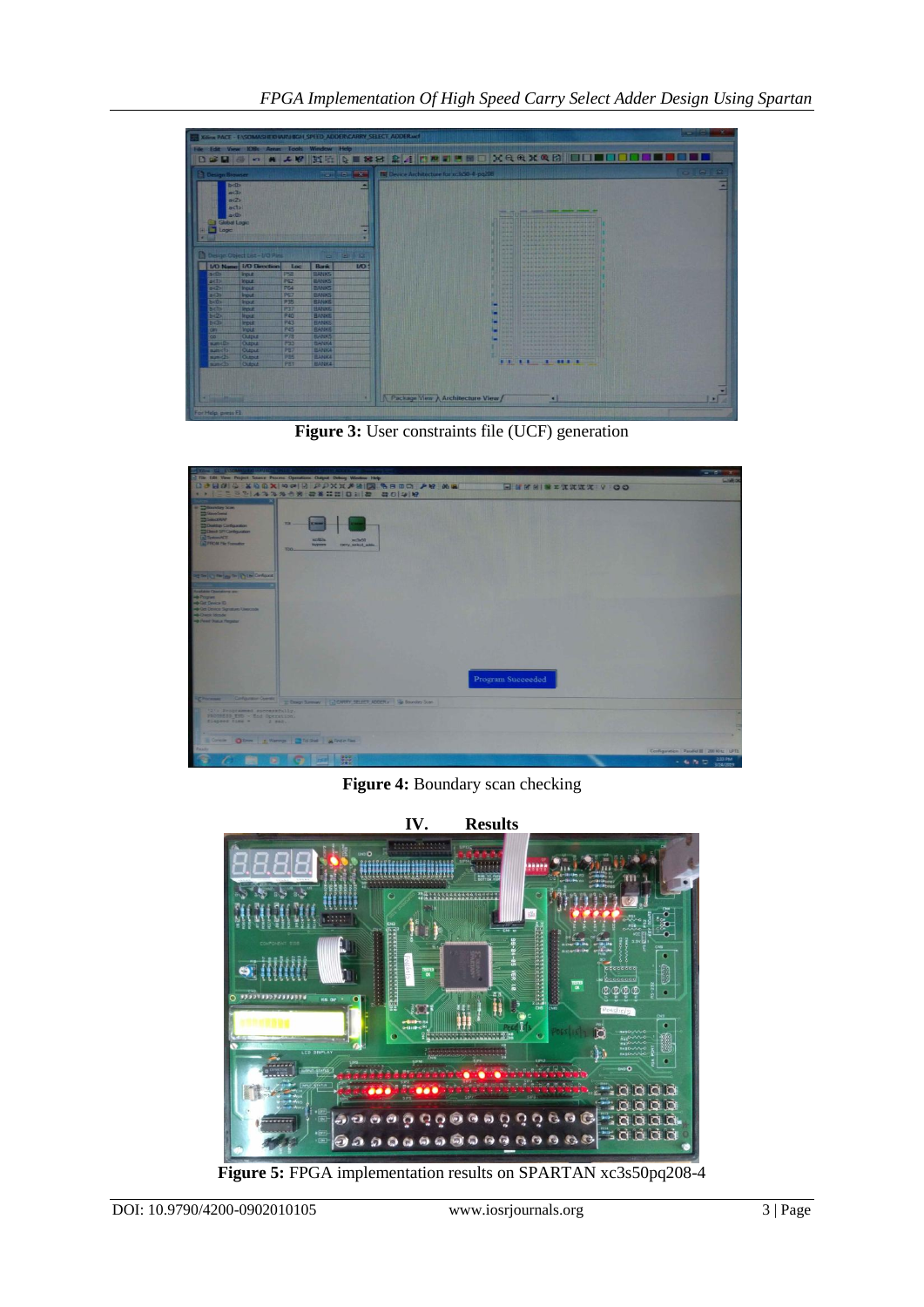**Figure 3:** User constraints file (UCF) generation

**Figure 4:** Boundary scan checking

## IV. Results

**Figure 5:** FPGA implementation results on SPARTAN xc3s50pq208-4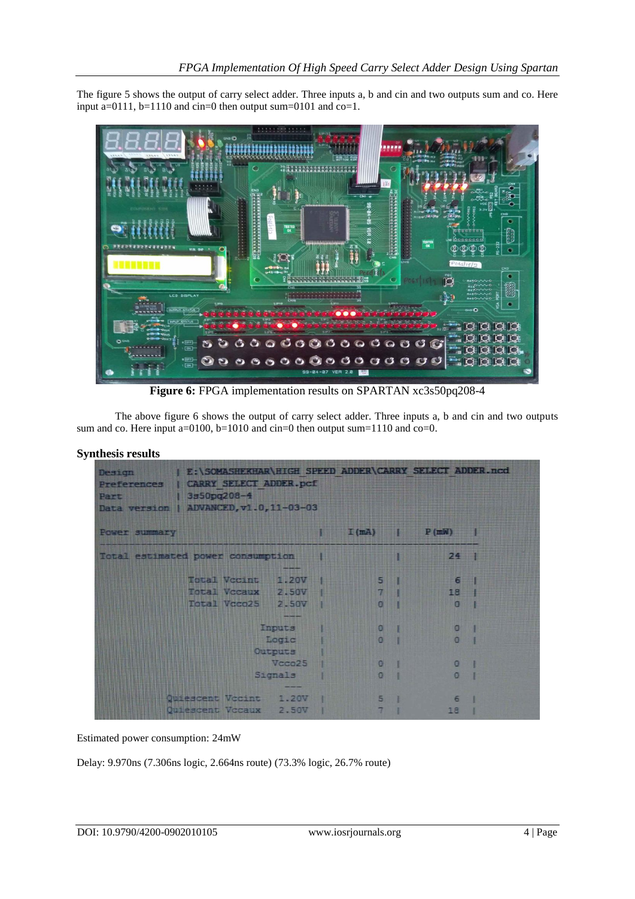The figure 5 shows the output of carry select adder. Three inputs a, b and cin and two outputs sum and co. Here input a=0111, b=1110 and cin=0 then output sum=0101 and co=1.

**Figure 6:** FPGA implementation results on SPARTAN xc3s50pq208-4

The above figure 6 shows the output of carry select adder. Three inputs a, b and cin and two outputs sum and co. Here input a=0100, b=1010 and cin=0 then output sum=1110 and co=0.

**Synthesis results**

```
Design        | E:\SOMASHEKHAR\HIGH_SPEED_ADDER\CARRY_SELECT_ADDER.ncd
Preferences   | CARRY_SELECT_ADDER.pcf
Part          | 3s50pq208-4
Data version  | ADVANCED,v1.0,11-03-03

Power summary                              |   I(mA)   |   P(mW)   |
---------------------------------------------------------------------
Total estimated power consumption          |           |      24   |
                                      ---
            Total Vccint    1.20V          |       5   |       6   |
            Total Vccaux    2.50V          |       7   |      18   |
            Total Vcco25    2.50V          |       0   |       0   |
                                      ---
                         Inputs            |       0   |       0   |
                          Logic            |       0   |       0   |
                        Outputs            |
                           Vcco25          |       0   |       0   |
                        Signals            |       0   |       0   |
                                      ---
         Quiescent Vccint   1.20V          |       5   |       6   |
         Quiescent Vccaux   2.50V          |       7   |      18   |
```

Estimated power consumption: 24mW

Delay: 9.970ns (7.306ns logic, 2.664ns route) (73.3% logic, 26.7% route)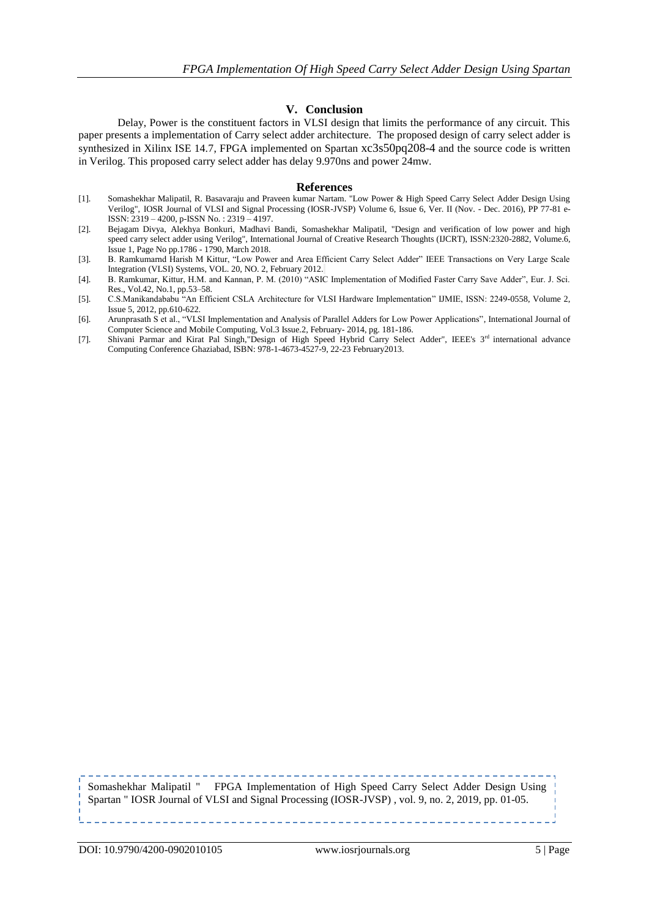## V. Conclusion

Delay, Power is the constituent factors in VLSI design that limits the performance of any circuit. This paper presents a implementation of Carry select adder architecture. The proposed design of carry select adder is synthesized in Xilinx ISE 14.7, FPGA implemented on Spartan xc3s50pq208-4 and the source code is written in Verilog. This proposed carry select adder has delay 9.970ns and power 24mw.

## References

[1]. Somashekhar Malipatil, R. Basavaraju and Praveen kumar Nartam. "Low Power & High Speed Carry Select Adder Design Using Verilog", IOSR Journal of VLSI and Signal Processing (IOSR-JVSP) Volume 6, Issue 6, Ver. II (Nov. - Dec. 2016), PP 77-81 e-ISSN: 2319 – 4200, p-ISSN No. : 2319 – 4197.

[2]. Bejagam Divya, Alekhya Bonkuri, Madhavi Bandi, Somashekhar Malipatil, "Design and verification of low power and high speed carry select adder using Verilog", International Journal of Creative Research Thoughts (IJCRT), ISSN:2320-2882, Volume.6, Issue 1, Page No pp.1786 - 1790, March 2018.

[3]. B. Ramkumarnd Harish M Kittur, "Low Power and Area Efficient Carry Select Adder" IEEE Transactions on Very Large Scale Integration (VLSI) Systems, VOL. 20, NO. 2, February 2012.

[4]. B. Ramkumar, Kittur, H.M. and Kannan, P. M. (2010) "ASIC Implementation of Modified Faster Carry Save Adder", Eur. J. Sci. Res., Vol.42, No.1, pp.53–58.

[5]. C.S.Manikandababu "An Efficient CSLA Architecture for VLSI Hardware Implementation" IJMIE, ISSN: 2249-0558, Volume 2, Issue 5, 2012, pp.610-622.

[6]. Arunprasath S et al., "VLSI Implementation and Analysis of Parallel Adders for Low Power Applications", International Journal of Computer Science and Mobile Computing, Vol.3 Issue.2, February- 2014, pg. 181-186.

[7]. Shivani Parmar and Kirat Pal Singh,"Design of High Speed Hybrid Carry Select Adder", IEEE's 3rd international advance Computing Conference Ghaziabad, ISBN: 978-1-4673-4527-9, 22-23 February2013.

Somashekhar Malipatil " FPGA Implementation of High Speed Carry Select Adder Design Using Spartan " IOSR Journal of VLSI and Signal Processing (IOSR-JVSP) , vol. 9, no. 2, 2019, pp. 01-05.